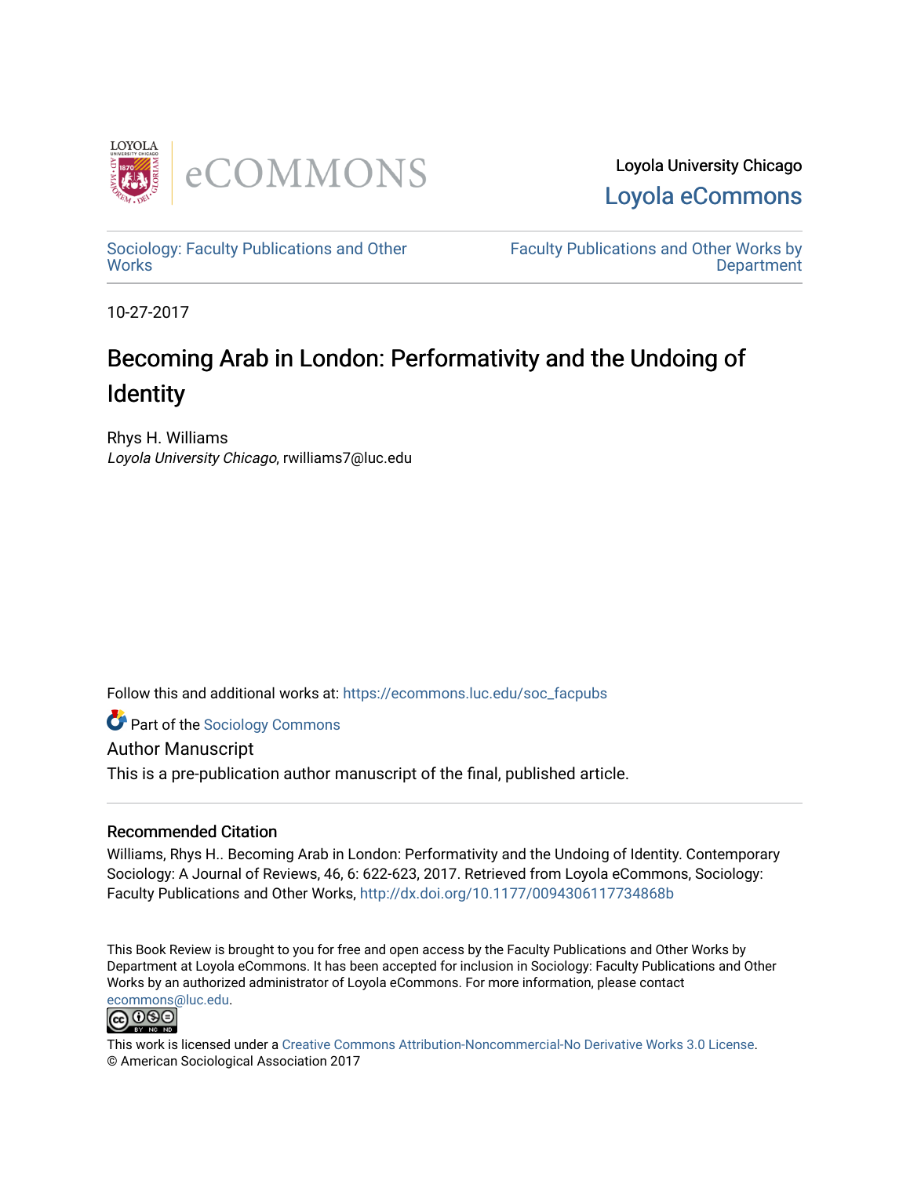Loyola University Chicago

Loyola eCommons

Sociology: Faculty Publications and Other Works

Faculty Publications and Other Works by Department

10-27-2017

# Becoming Arab in London: Performativity and the Undoing of Identity

Rhys H. Williams
*Loyola University Chicago*, rwilliams7@luc.edu

Follow this and additional works at: https://ecommons.luc.edu/soc_facpubs

Part of the Sociology Commons

Author Manuscript

This is a pre-publication author manuscript of the final, published article.

## Recommended Citation

Williams, Rhys H.. Becoming Arab in London: Performativity and the Undoing of Identity. Contemporary Sociology: A Journal of Reviews, 46, 6: 622-623, 2017. Retrieved from Loyola eCommons, Sociology: Faculty Publications and Other Works, http://dx.doi.org/10.1177/0094306117734868b

This Book Review is brought to you for free and open access by the Faculty Publications and Other Works by Department at Loyola eCommons. It has been accepted for inclusion in Sociology: Faculty Publications and Other Works by an authorized administrator of Loyola eCommons. For more information, please contact ecommons@luc.edu.

This work is licensed under a Creative Commons Attribution-Noncommercial-No Derivative Works 3.0 License.
© American Sociological Association 2017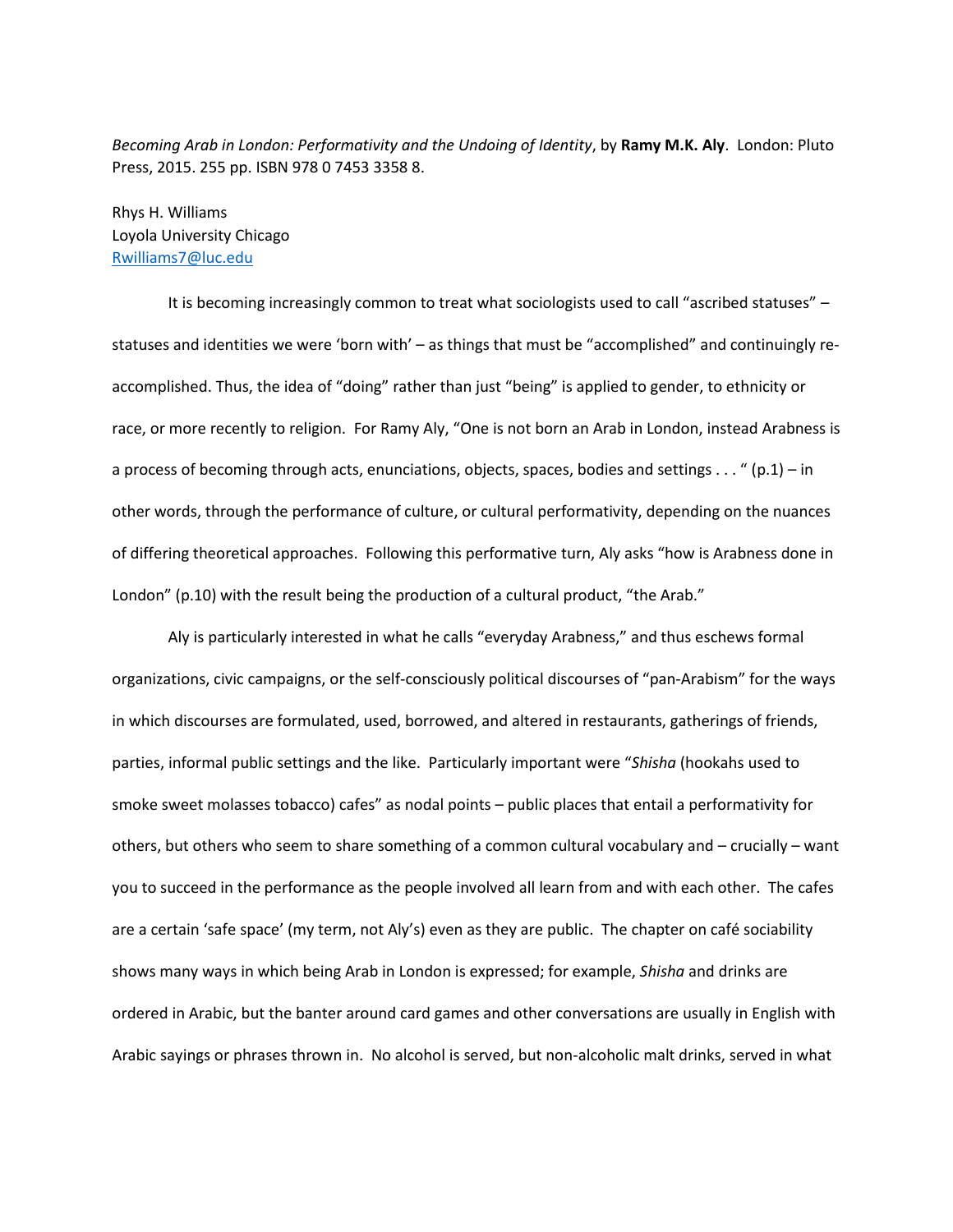*Becoming Arab in London: Performativity and the Undoing of Identity*, by **Ramy M.K. Aly**. London: Pluto Press, 2015. 255 pp. ISBN 978 0 7453 3358 8.

Rhys H. Williams
Loyola University Chicago
Rwilliams7@luc.edu

It is becoming increasingly common to treat what sociologists used to call "ascribed statuses" – statuses and identities we were 'born with' – as things that must be "accomplished" and continuingly re-accomplished. Thus, the idea of "doing" rather than just "being" is applied to gender, to ethnicity or race, or more recently to religion. For Ramy Aly, "One is not born an Arab in London, instead Arabness is a process of becoming through acts, enunciations, objects, spaces, bodies and settings . . . " (p.1) – in other words, through the performance of culture, or cultural performativity, depending on the nuances of differing theoretical approaches. Following this performative turn, Aly asks "how is Arabness done in London" (p.10) with the result being the production of a cultural product, "the Arab."

Aly is particularly interested in what he calls "everyday Arabness," and thus eschews formal organizations, civic campaigns, or the self-consciously political discourses of "pan-Arabism" for the ways in which discourses are formulated, used, borrowed, and altered in restaurants, gatherings of friends, parties, informal public settings and the like. Particularly important were "*Shisha* (hookahs used to smoke sweet molasses tobacco) cafes" as nodal points – public places that entail a performativity for others, but others who seem to share something of a common cultural vocabulary and – crucially – want you to succeed in the performance as the people involved all learn from and with each other. The cafes are a certain 'safe space' (my term, not Aly's) even as they are public. The chapter on café sociability shows many ways in which being Arab in London is expressed; for example, *Shisha* and drinks are ordered in Arabic, but the banter around card games and other conversations are usually in English with Arabic sayings or phrases thrown in. No alcohol is served, but non-alcoholic malt drinks, served in what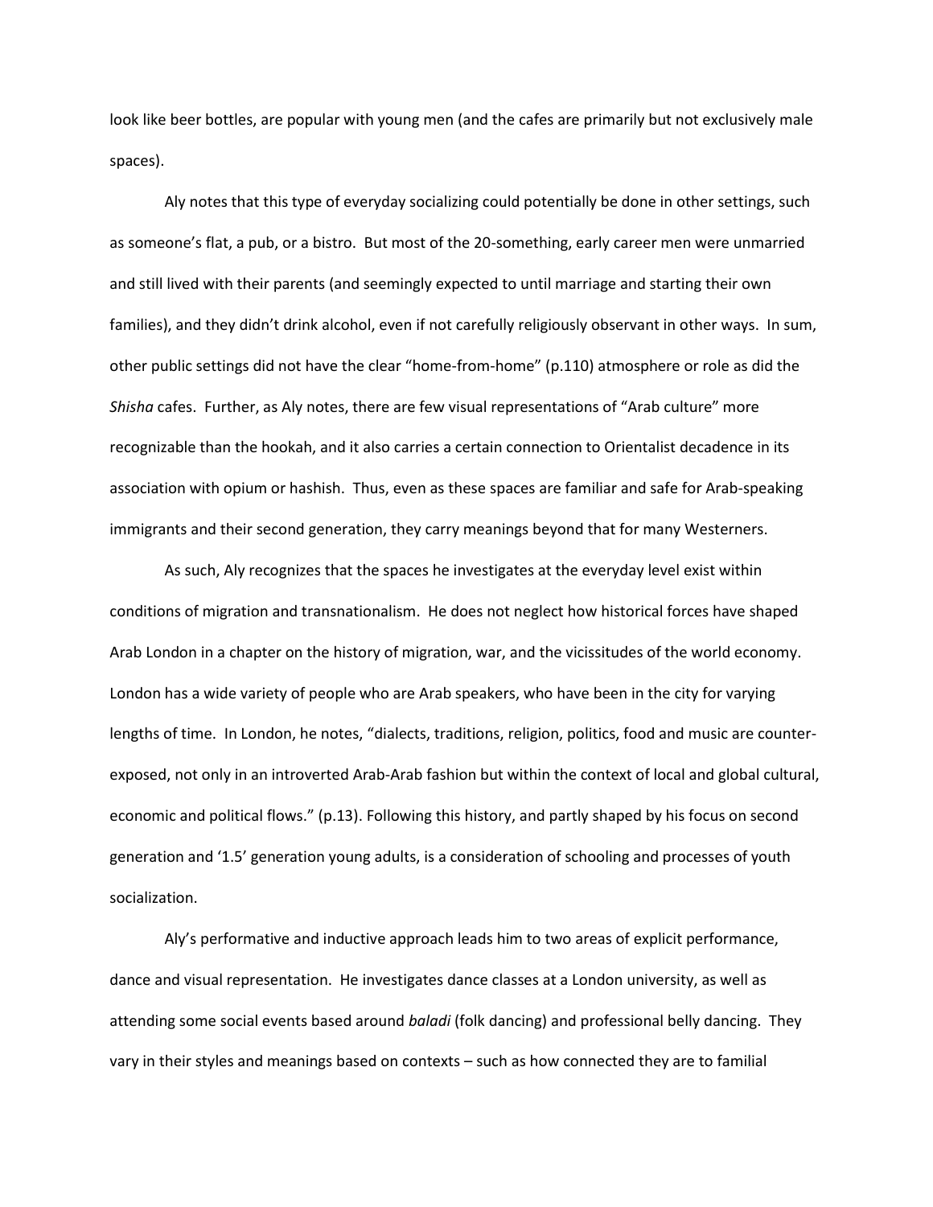look like beer bottles, are popular with young men (and the cafes are primarily but not exclusively male spaces).

Aly notes that this type of everyday socializing could potentially be done in other settings, such as someone's flat, a pub, or a bistro. But most of the 20-something, early career men were unmarried and still lived with their parents (and seemingly expected to until marriage and starting their own families), and they didn't drink alcohol, even if not carefully religiously observant in other ways. In sum, other public settings did not have the clear "home-from-home" (p.110) atmosphere or role as did the *Shisha* cafes. Further, as Aly notes, there are few visual representations of "Arab culture" more recognizable than the hookah, and it also carries a certain connection to Orientalist decadence in its association with opium or hashish. Thus, even as these spaces are familiar and safe for Arab-speaking immigrants and their second generation, they carry meanings beyond that for many Westerners.

As such, Aly recognizes that the spaces he investigates at the everyday level exist within conditions of migration and transnationalism. He does not neglect how historical forces have shaped Arab London in a chapter on the history of migration, war, and the vicissitudes of the world economy. London has a wide variety of people who are Arab speakers, who have been in the city for varying lengths of time. In London, he notes, "dialects, traditions, religion, politics, food and music are counter-exposed, not only in an introverted Arab-Arab fashion but within the context of local and global cultural, economic and political flows." (p.13). Following this history, and partly shaped by his focus on second generation and '1.5' generation young adults, is a consideration of schooling and processes of youth socialization.

Aly's performative and inductive approach leads him to two areas of explicit performance, dance and visual representation. He investigates dance classes at a London university, as well as attending some social events based around *baladi* (folk dancing) and professional belly dancing. They vary in their styles and meanings based on contexts – such as how connected they are to familial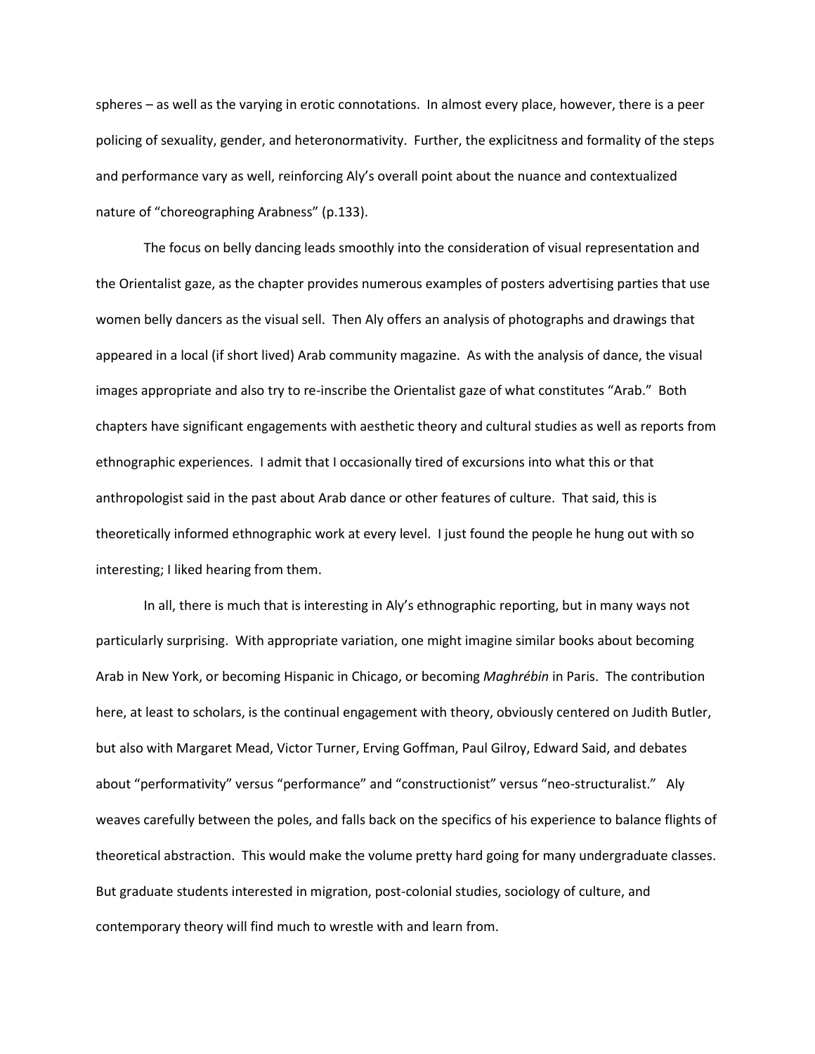spheres – as well as the varying in erotic connotations. In almost every place, however, there is a peer policing of sexuality, gender, and heteronormativity. Further, the explicitness and formality of the steps and performance vary as well, reinforcing Aly's overall point about the nuance and contextualized nature of "choreographing Arabness" (p.133).

The focus on belly dancing leads smoothly into the consideration of visual representation and the Orientalist gaze, as the chapter provides numerous examples of posters advertising parties that use women belly dancers as the visual sell. Then Aly offers an analysis of photographs and drawings that appeared in a local (if short lived) Arab community magazine. As with the analysis of dance, the visual images appropriate and also try to re-inscribe the Orientalist gaze of what constitutes "Arab." Both chapters have significant engagements with aesthetic theory and cultural studies as well as reports from ethnographic experiences. I admit that I occasionally tired of excursions into what this or that anthropologist said in the past about Arab dance or other features of culture. That said, this is theoretically informed ethnographic work at every level. I just found the people he hung out with so interesting; I liked hearing from them.

In all, there is much that is interesting in Aly's ethnographic reporting, but in many ways not particularly surprising. With appropriate variation, one might imagine similar books about becoming Arab in New York, or becoming Hispanic in Chicago, or becoming *Maghrébin* in Paris. The contribution here, at least to scholars, is the continual engagement with theory, obviously centered on Judith Butler, but also with Margaret Mead, Victor Turner, Erving Goffman, Paul Gilroy, Edward Said, and debates about "performativity" versus "performance" and "constructionist" versus "neo-structuralist." Aly weaves carefully between the poles, and falls back on the specifics of his experience to balance flights of theoretical abstraction. This would make the volume pretty hard going for many undergraduate classes. But graduate students interested in migration, post-colonial studies, sociology of culture, and contemporary theory will find much to wrestle with and learn from.